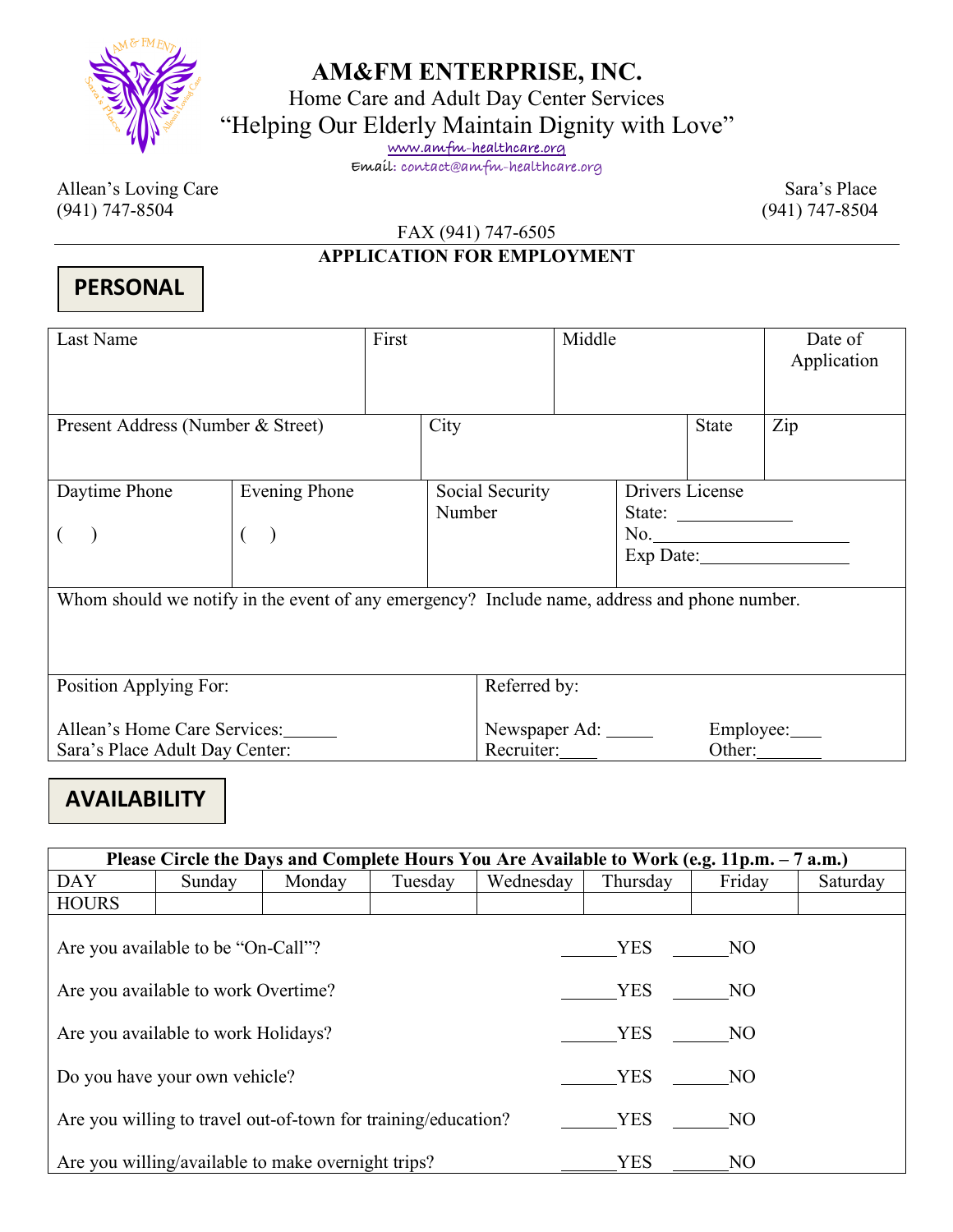# AM&FM ENTERPRISE, INC.

Home Care and Adult Day Center Services

"Helping Our Elderly Maintain Dignity with Love"

www.amfm-healthcare.org

Email: contact@amfm-healthcare.org

Allean's Loving Care
(941) 747-8504

Sara's Place
(941) 747-8504

FAX (941) 747-6505

## APPLICATION FOR EMPLOYMENT

## PERSONAL

| Last Name | First | Middle | Date of Application |
|---|---|---|---|
| | | | |

| Present Address (Number & Street) | City | State | Zip |
|---|---|---|---|
| | | | |

| Daytime Phone | Evening Phone | Social Security Number | Drivers License |
|---|---|---|---|
| (    ) | (    ) | | State: ____________ No.____________________ Exp Date:________________ |

Whom should we notify in the event of any emergency? Include name, address and phone number.

| Position Applying For: | Referred by: |
|---|---|
| Allean's Home Care Services:______ | Newspaper Ad: _____ Employee:___ |
| Sara's Place Adult Day Center: | Recruiter:____ Other:_______ |

## AVAILABILITY

**Please Circle the Days and Complete Hours You Are Available to Work (e.g. 11p.m. – 7 a.m.)**

| DAY | Sunday | Monday | Tuesday | Wednesday | Thursday | Friday | Saturday |
|---|---|---|---|---|---|---|---|
| HOURS | | | | | | | |

Are you available to be "On-Call"? ______YES ______NO

Are you available to work Overtime? ______YES ______NO

Are you available to work Holidays? ______YES ______NO

Do you have your own vehicle? ______YES ______NO

Are you willing to travel out-of-town for training/education? ______YES ______NO

Are you willing/available to make overnight trips? ______YES ______NO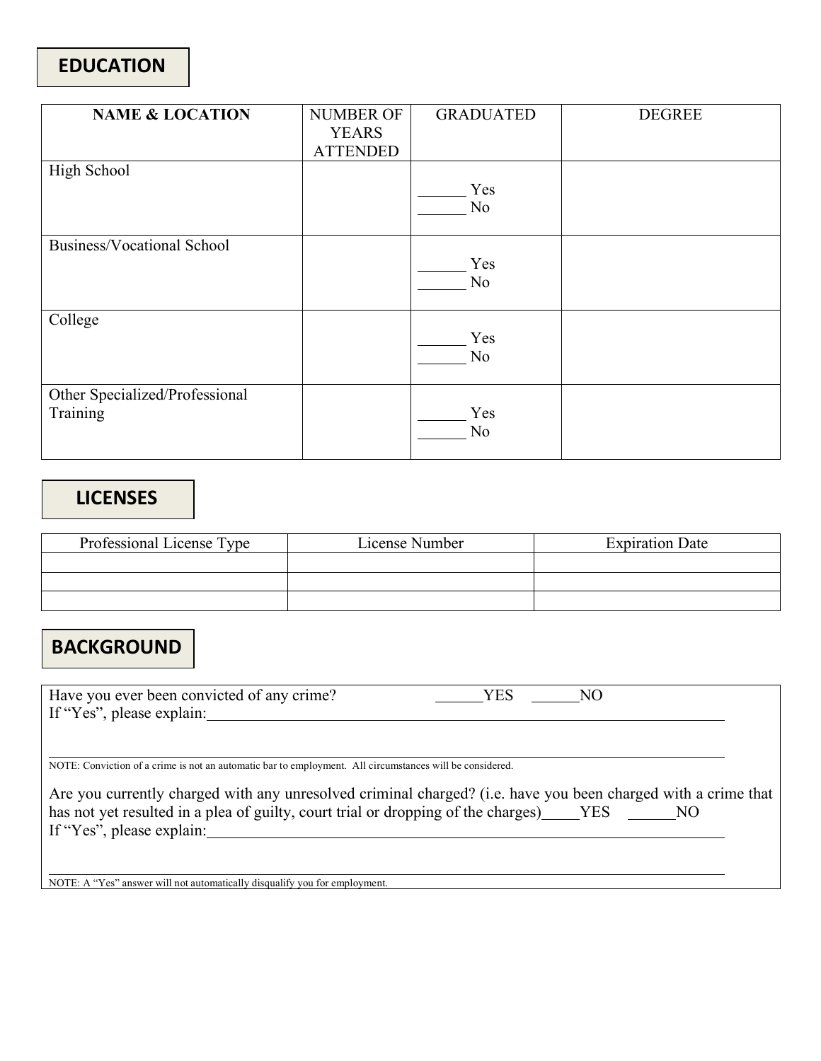## EDUCATION

| **NAME & LOCATION** | NUMBER OF YEARS ATTENDED | GRADUATED | DEGREE |
|---|---|---|---|
| High School | | ______ Yes<br>______ No | |
| Business/Vocational School | | ______ Yes<br>______ No | |
| College | | ______ Yes<br>______ No | |
| Other Specialized/Professional Training | | ______ Yes<br>______ No | |

## LICENSES

| Professional License Type | License Number | Expiration Date |
|---|---|---|
| | | |
| | | |
| | | |

## BACKGROUND

Have you ever been convicted of any crime? ______YES ______NO

If "Yes", please explain:______________________________________________________________________

______________________________________________________________________

NOTE: Conviction of a crime is not an automatic bar to employment. All circumstances will be considered.

Are you currently charged with any unresolved criminal charged? (i.e. have you been charged with a crime that has not yet resulted in a plea of guilty, court trial or dropping of the charges)_____YES ______NO

If "Yes", please explain:______________________________________________________________________

______________________________________________________________________

NOTE: A "Yes" answer will not automatically disqualify you for employment.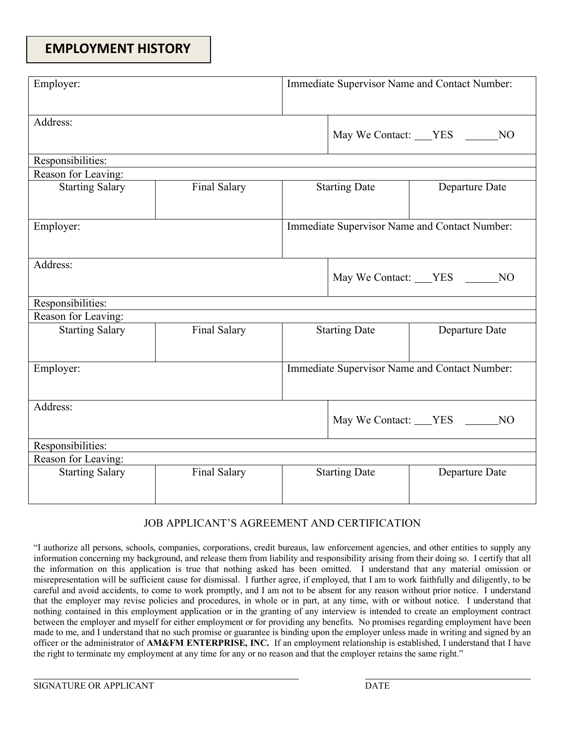## EMPLOYMENT HISTORY

| Employer: | | Immediate Supervisor Name and Contact Number: | |
|---|---|---|---|
| Address: | | May We Contact: ___YES ______NO | |
| Responsibilities: | | | |
| Reason for Leaving: | | | |
| Starting Salary | Final Salary | Starting Date | Departure Date |
| | | | |

| Employer: | | Immediate Supervisor Name and Contact Number: | |
|---|---|---|---|
| Address: | | May We Contact: ___YES ______NO | |
| Responsibilities: | | | |
| Reason for Leaving: | | | |
| Starting Salary | Final Salary | Starting Date | Departure Date |
| | | | |

| Employer: | | Immediate Supervisor Name and Contact Number: | |
|---|---|---|---|
| Address: | | May We Contact: ___YES ______NO | |
| Responsibilities: | | | |
| Reason for Leaving: | | | |
| Starting Salary | Final Salary | Starting Date | Departure Date |
| | | | |

### JOB APPLICANT'S AGREEMENT AND CERTIFICATION

"I authorize all persons, schools, companies, corporations, credit bureaus, law enforcement agencies, and other entities to supply any information concerning my background, and release them from liability and responsibility arising from their doing so. I certify that all the information on this application is true that nothing asked has been omitted. I understand that any material omission or misrepresentation will be sufficient cause for dismissal. I further agree, if employed, that I am to work faithfully and diligently, to be careful and avoid accidents, to come to work promptly, and I am not to be absent for any reason without prior notice. I understand that the employer may revise policies and procedures, in whole or in part, at any time, with or without notice. I understand that nothing contained in this employment application or in the granting of any interview is intended to create an employment contract between the employer and myself for either employment or for providing any benefits. No promises regarding employment have been made to me, and I understand that no such promise or guarantee is binding upon the employer unless made in writing and signed by an officer or the administrator of **AM&FM ENTERPRISE, INC.** If an employment relationship is established, I understand that I have the right to terminate my employment at any time for any or no reason and that the employer retains the same right."

_______________________________________________ SIGNATURE OR APPLICANT

_______________________________ DATE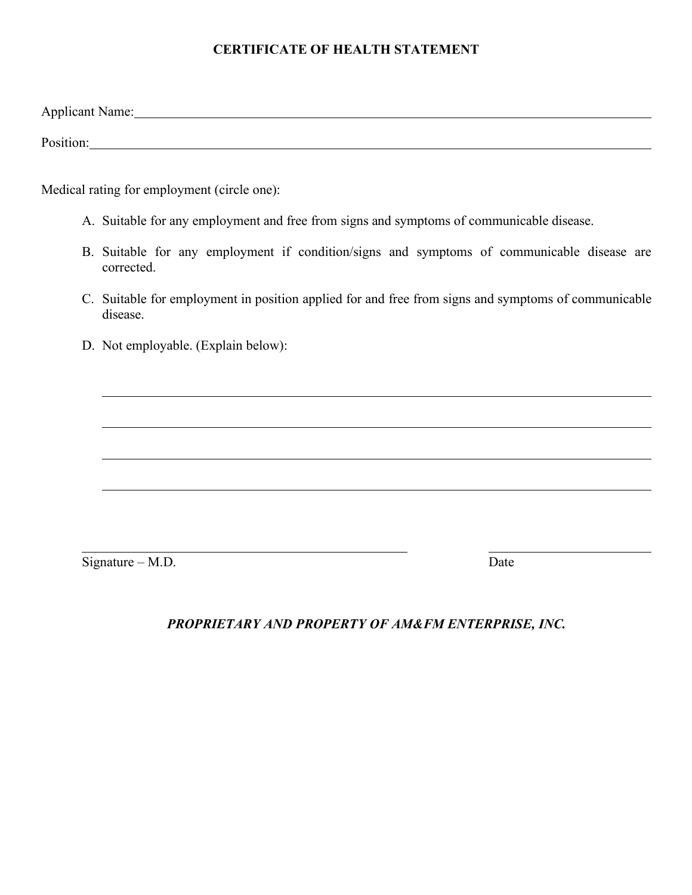# CERTIFICATE OF HEALTH STATEMENT

Applicant Name: ______________________________________________________________

Position: ____________________________________________________________________

Medical rating for employment (circle one):

A. Suitable for any employment and free from signs and symptoms of communicable disease.

B. Suitable for any employment if condition/signs and symptoms of communicable disease are corrected.

C. Suitable for employment in position applied for and free from signs and symptoms of communicable disease.

D. Not employable. (Explain below):

______________________________________________________________

______________________________________________________________

______________________________________________________________

______________________________________________________________

______________________________________ ____________________

Signature – M.D. Date

***PROPRIETARY AND PROPERTY OF AM&FM ENTERPRISE, INC.***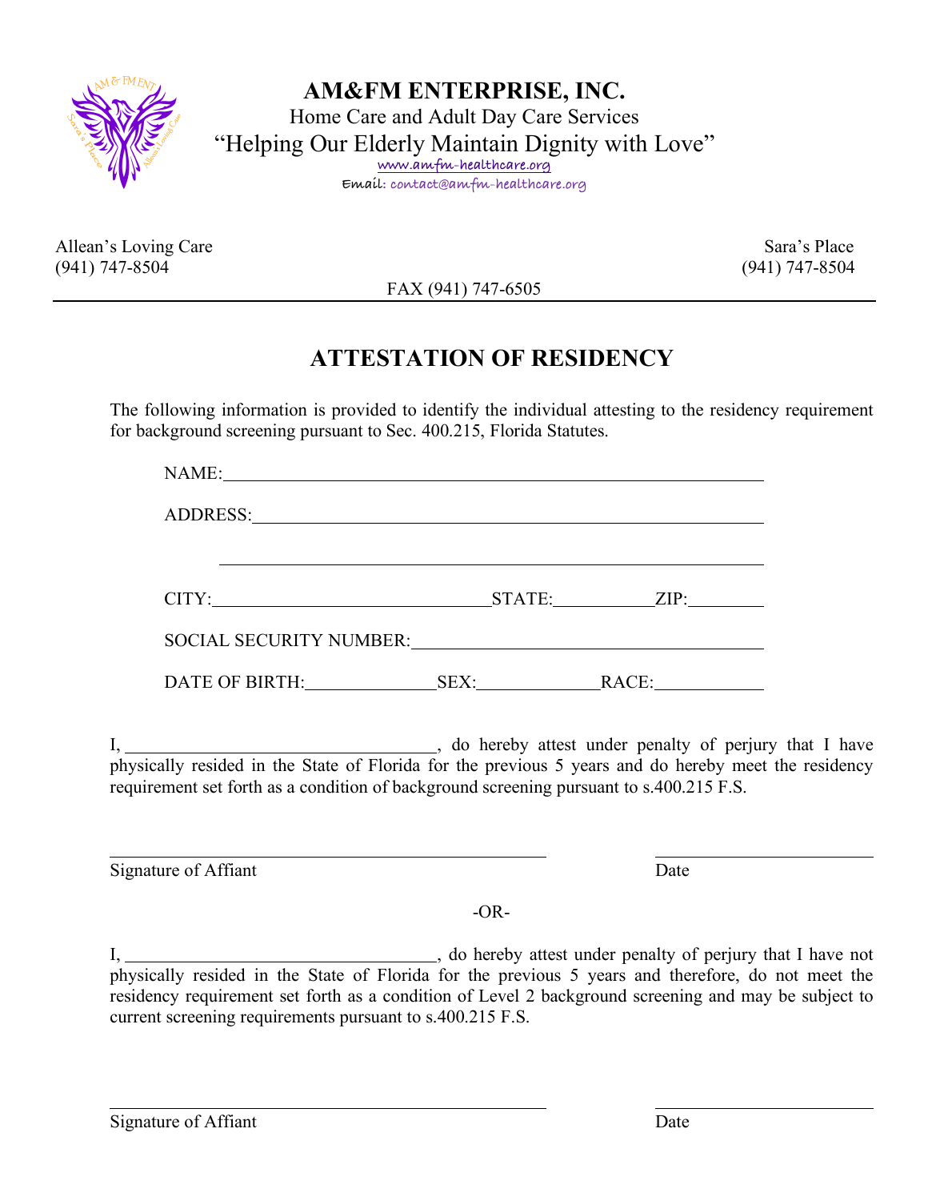# AM&FM ENTERPRISE, INC.

Home Care and Adult Day Care Services

"Helping Our Elderly Maintain Dignity with Love"

www.amfm-healthcare.org

Email: contact@amfm-healthcare.org

Allean's Loving Care
(941) 747-8504

Sara's Place
(941) 747-8504

FAX (941) 747-6505

---

## ATTESTATION OF RESIDENCY

The following information is provided to identify the individual attesting to the residency requirement for background screening pursuant to Sec. 400.215, Florida Statutes.

NAME:\_\_\_\_\_\_\_\_\_\_\_\_\_\_\_\_\_\_\_\_\_\_\_\_\_\_\_\_\_\_\_\_\_\_\_\_\_\_\_\_\_\_\_\_

ADDRESS:\_\_\_\_\_\_\_\_\_\_\_\_\_\_\_\_\_\_\_\_\_\_\_\_\_\_\_\_\_\_\_\_\_\_\_\_\_\_\_\_\_\_

\_\_\_\_\_\_\_\_\_\_\_\_\_\_\_\_\_\_\_\_\_\_\_\_\_\_\_\_\_\_\_\_\_\_\_\_\_\_\_\_\_\_\_\_\_\_\_\_\_\_

CITY:\_\_\_\_\_\_\_\_\_\_\_\_\_\_\_\_\_\_\_\_\_\_\_\_STATE:\_\_\_\_\_\_\_\_ZIP:\_\_\_\_\_\_\_

SOCIAL SECURITY NUMBER:\_\_\_\_\_\_\_\_\_\_\_\_\_\_\_\_\_\_\_\_\_\_\_\_\_\_\_\_\_\_

DATE OF BIRTH:\_\_\_\_\_\_\_\_\_\_\_SEX:\_\_\_\_\_\_\_\_\_\_RACE:\_\_\_\_\_\_\_\_\_

I, \_\_\_\_\_\_\_\_\_\_\_\_\_\_\_\_\_\_\_\_\_\_\_\_\_\_\_\_, do hereby attest under penalty of perjury that I have physically resided in the State of Florida for the previous 5 years and do hereby meet the residency requirement set forth as a condition of background screening pursuant to s.400.215 F.S.

\_\_\_\_\_\_\_\_\_\_\_\_\_\_\_\_\_\_\_\_\_\_\_\_\_\_\_\_\_\_\_\_\_\_\_\_\_\_\_\_ \_\_\_\_\_\_\_\_\_\_\_\_\_\_\_\_\_\_\_\_

Signature of Affiant Date

-OR-

I, \_\_\_\_\_\_\_\_\_\_\_\_\_\_\_\_\_\_\_\_\_\_\_\_\_\_\_\_, do hereby attest under penalty of perjury that I have not physically resided in the State of Florida for the previous 5 years and therefore, do not meet the residency requirement set forth as a condition of Level 2 background screening and may be subject to current screening requirements pursuant to s.400.215 F.S.

\_\_\_\_\_\_\_\_\_\_\_\_\_\_\_\_\_\_\_\_\_\_\_\_\_\_\_\_\_\_\_\_\_\_\_\_\_\_\_\_ \_\_\_\_\_\_\_\_\_\_\_\_\_\_\_\_\_\_\_\_

Signature of Affiant Date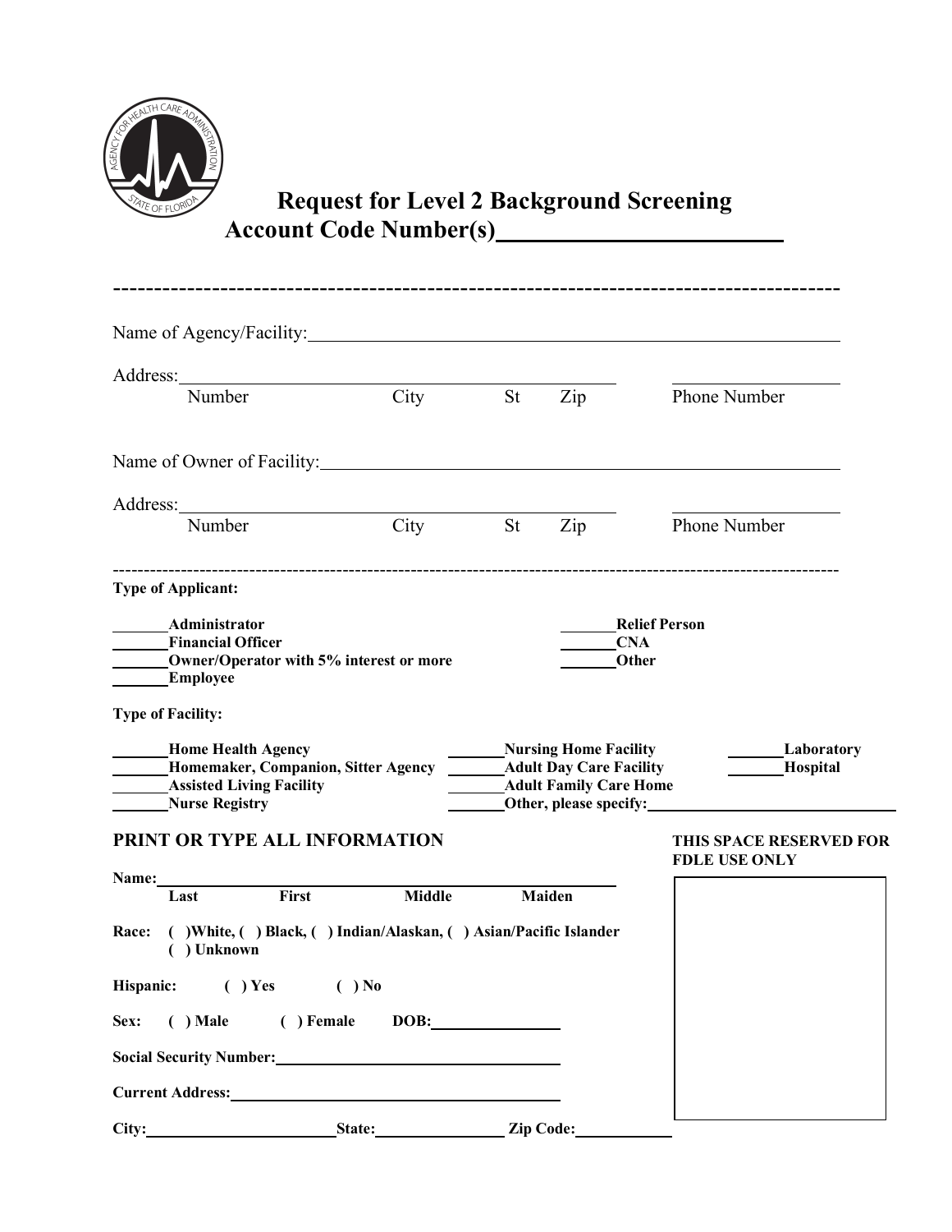# Request for Level 2 Background Screening

## Account Code Number(s)\_\_\_\_\_\_\_\_\_\_\_\_\_\_\_\_\_\_\_\_\_\_\_\_

---

Name of Agency/Facility: \_\_\_\_\_\_\_\_\_\_\_\_\_\_\_\_\_\_\_\_\_\_\_\_\_\_\_\_\_\_\_\_\_\_\_\_\_\_\_\_\_\_\_\_\_\_\_\_

Address: \_\_\_\_\_\_\_\_\_\_\_\_\_\_\_\_\_\_\_\_\_\_\_\_\_\_\_\_\_\_\_\_\_\_\_\_\_\_\_\_ \_\_\_\_\_\_\_\_\_\_\_\_\_\_\_\_
Number City St Zip Phone Number

Name of Owner of Facility: \_\_\_\_\_\_\_\_\_\_\_\_\_\_\_\_\_\_\_\_\_\_\_\_\_\_\_\_\_\_\_\_\_\_\_\_\_\_\_\_\_\_\_\_\_\_\_\_

Address: \_\_\_\_\_\_\_\_\_\_\_\_\_\_\_\_\_\_\_\_\_\_\_\_\_\_\_\_\_\_\_\_\_\_\_\_\_\_\_\_ \_\_\_\_\_\_\_\_\_\_\_\_\_\_\_\_
Number City St Zip Phone Number

---

**Type of Applicant:**

\_\_\_\_\_\_ **Administrator**
\_\_\_\_\_\_ **Financial Officer**
\_\_\_\_\_\_ **Owner/Operator with 5% interest or more**
\_\_\_\_\_\_ **Employee**
\_\_\_\_\_\_ **Relief Person**
\_\_\_\_\_\_ **CNA**
\_\_\_\_\_\_ **Other**

**Type of Facility:**

\_\_\_\_\_\_ **Home Health Agency**
\_\_\_\_\_\_ **Homemaker, Companion, Sitter Agency**
\_\_\_\_\_\_ **Assisted Living Facility**
\_\_\_\_\_\_ **Nurse Registry**
\_\_\_\_\_\_ **Nursing Home Facility**
\_\_\_\_\_\_ **Adult Day Care Facility**
\_\_\_\_\_\_ **Adult Family Care Home**
\_\_\_\_\_\_ **Other, please specify:** \_\_\_\_\_\_\_\_\_\_\_\_\_\_\_\_\_\_\_\_
\_\_\_\_\_\_ **Laboratory**
\_\_\_\_\_\_ **Hospital**

### PRINT OR TYPE ALL INFORMATION

**Name:** \_\_\_\_\_\_\_\_\_\_\_\_\_\_\_\_\_\_\_\_\_\_\_\_\_\_\_\_\_\_\_\_\_\_\_\_\_\_\_\_\_\_\_\_
**Last First Middle Maiden**

**Race: ( )White, ( ) Black, ( ) Indian/Alaskan, ( ) Asian/Pacific Islander ( ) Unknown**

**Hispanic: ( ) Yes ( ) No**

**Sex: ( ) Male ( ) Female DOB:** \_\_\_\_\_\_\_\_\_\_\_\_

**Social Security Number:** \_\_\_\_\_\_\_\_\_\_\_\_\_\_\_\_\_\_\_\_\_\_\_\_\_\_\_\_

**Current Address:** \_\_\_\_\_\_\_\_\_\_\_\_\_\_\_\_\_\_\_\_\_\_\_\_\_\_\_\_\_\_\_\_

**City:** \_\_\_\_\_\_\_\_\_\_\_\_\_\_\_\_ **State:** \_\_\_\_\_\_\_\_\_\_\_\_ **Zip Code:** \_\_\_\_\_\_\_\_\_\_

**THIS SPACE RESERVED FOR FDLE USE ONLY**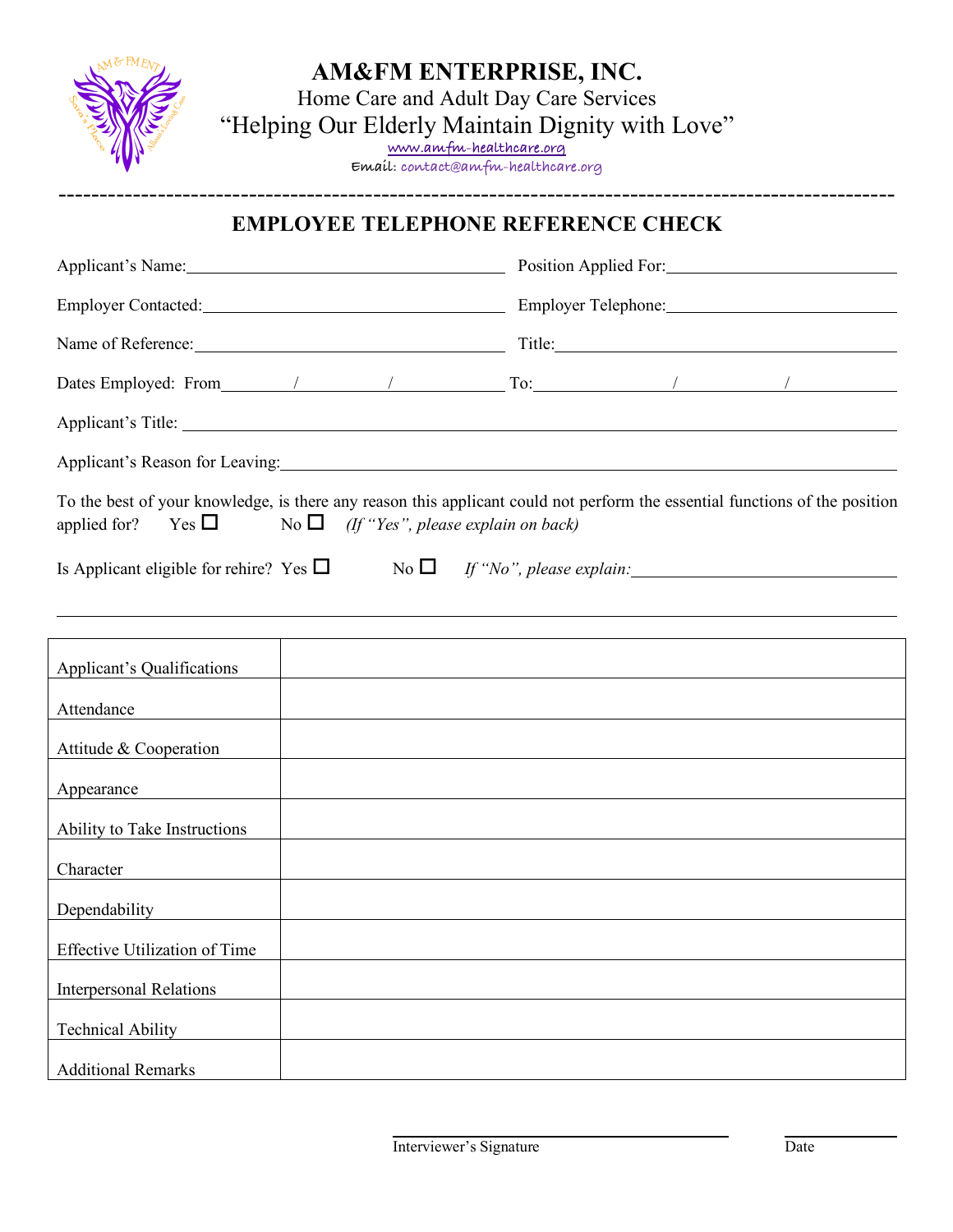# AM&FM ENTERPRISE, INC.

Home Care and Adult Day Care Services

"Helping Our Elderly Maintain Dignity with Love"

www.amfm-healthcare.org

Email: contact@amfm-healthcare.org

---

## EMPLOYEE TELEPHONE REFERENCE CHECK

Applicant's Name:______________________ Position Applied For:______________________

Employer Contacted:______________________ Employer Telephone:______________________

Name of Reference:______________________ Title:______________________

Dates Employed: From_____/_____/_____ To:_____/_____/_____

Applicant's Title: ______________________

Applicant's Reason for Leaving:______________________

To the best of your knowledge, is there any reason this applicant could not perform the essential functions of the position applied for? Yes ☐ No ☐ *(If "Yes", please explain on back)*

Is Applicant eligible for rehire? Yes ☐ No ☐ *If "No", please explain:*______________________

______________________________________________

| | |
|---|---|
| Applicant's Qualifications | |
| Attendance | |
| Attitude & Cooperation | |
| Appearance | |
| Ability to Take Instructions | |
| Character | |
| Dependability | |
| Effective Utilization of Time | |
| Interpersonal Relations | |
| Technical Ability | |
| Additional Remarks | |

______________________ ______________

Interviewer's Signature Date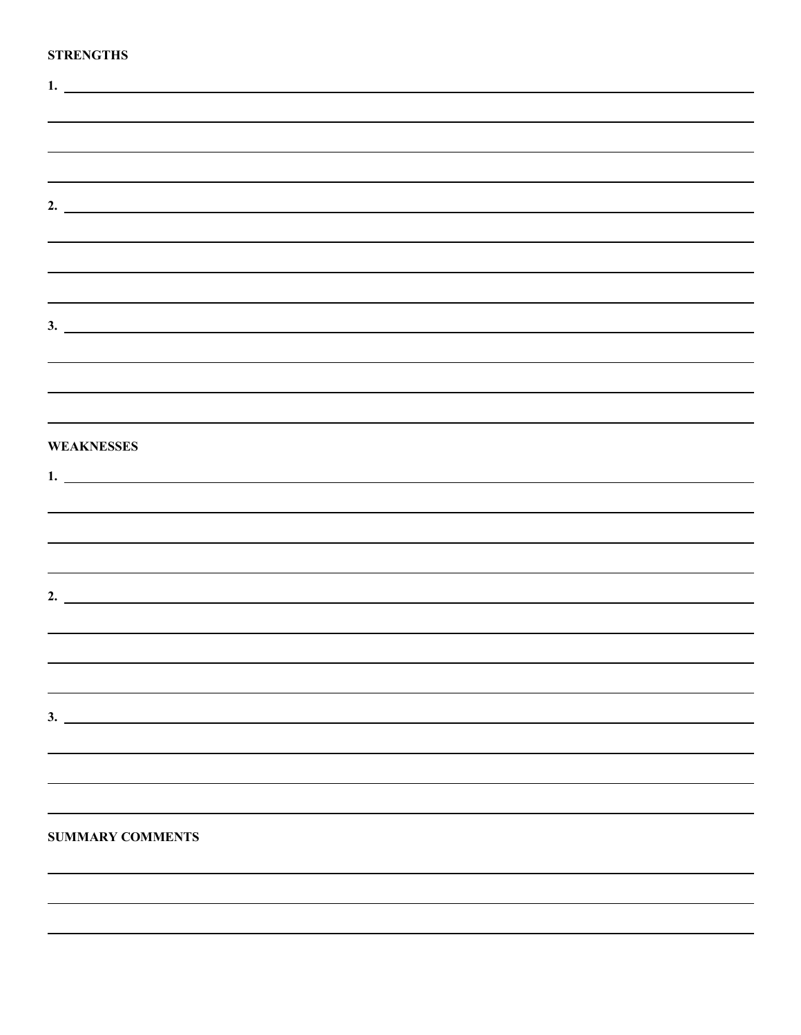**STRENGTHS**

1.

2.

3.

**WEAKNESSES**

1.

2.

3.

**SUMMARY COMMENTS**